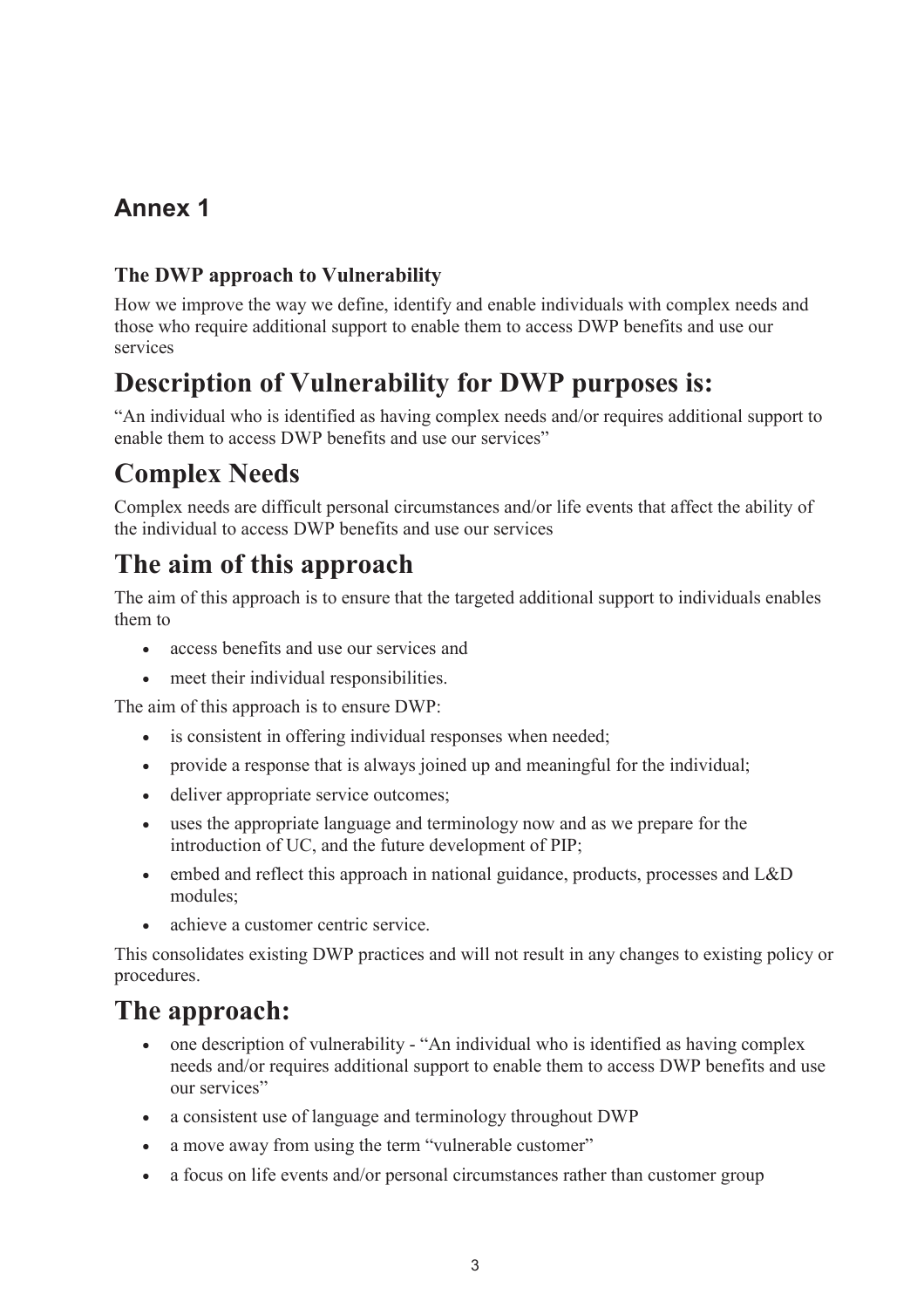## Annex 1

**The DWP approach to Vulnerability**

How we improve the way we define, identify and enable individuals with complex needs and those who require additional support to enable them to access DWP benefits and use our services

# Description of Vulnerability for DWP purposes is:

"An individual who is identified as having complex needs and/or requires additional support to enable them to access DWP benefits and use our services"

# Complex Needs

Complex needs are difficult personal circumstances and/or life events that affect the ability of the individual to access DWP benefits and use our services

# The aim of this approach

The aim of this approach is to ensure that the targeted additional support to individuals enables them to

- access benefits and use our services and
- meet their individual responsibilities.

The aim of this approach is to ensure DWP:

- is consistent in offering individual responses when needed;
- provide a response that is always joined up and meaningful for the individual;
- deliver appropriate service outcomes;
- uses the appropriate language and terminology now and as we prepare for the introduction of UC, and the future development of PIP;
- embed and reflect this approach in national guidance, products, processes and L&D modules;
- achieve a customer centric service.

This consolidates existing DWP practices and will not result in any changes to existing policy or procedures.

# The approach:

- one description of vulnerability - "An individual who is identified as having complex needs and/or requires additional support to enable them to access DWP benefits and use our services"
- a consistent use of language and terminology throughout DWP
- a move away from using the term "vulnerable customer"
- a focus on life events and/or personal circumstances rather than customer group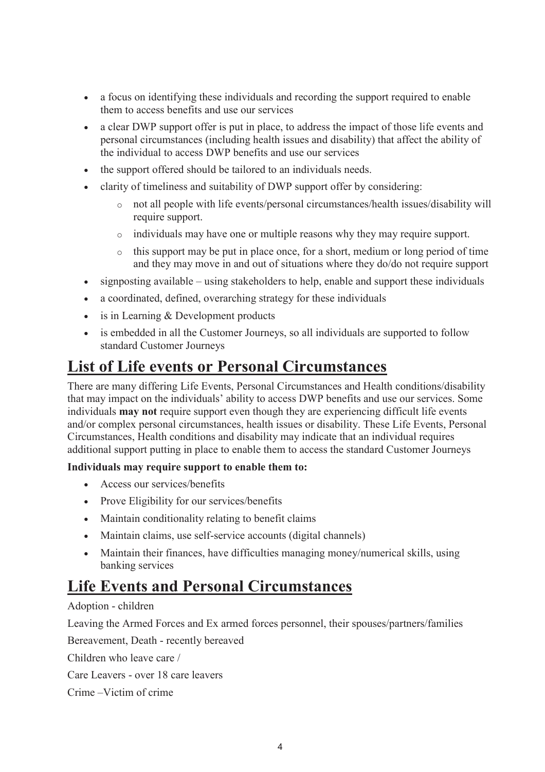- a focus on identifying these individuals and recording the support required to enable them to access benefits and use our services
- a clear DWP support offer is put in place, to address the impact of those life events and personal circumstances (including health issues and disability) that affect the ability of the individual to access DWP benefits and use our services
- the support offered should be tailored to an individuals needs.
- clarity of timeliness and suitability of DWP support offer by considering:
  - not all people with life events/personal circumstances/health issues/disability will require support.
  - individuals may have one or multiple reasons why they may require support.
  - this support may be put in place once, for a short, medium or long period of time and they may move in and out of situations where they do/do not require support
- signposting available – using stakeholders to help, enable and support these individuals
- a coordinated, defined, overarching strategy for these individuals
- is in Learning & Development products
- is embedded in all the Customer Journeys, so all individuals are supported to follow standard Customer Journeys

## List of Life events or Personal Circumstances

There are many differing Life Events, Personal Circumstances and Health conditions/disability that may impact on the individuals' ability to access DWP benefits and use our services. Some individuals **may not** require support even though they are experiencing difficult life events and/or complex personal circumstances, health issues or disability. These Life Events, Personal Circumstances, Health conditions and disability may indicate that an individual requires additional support putting in place to enable them to access the standard Customer Journeys

**Individuals may require support to enable them to:**

- Access our services/benefits
- Prove Eligibility for our services/benefits
- Maintain conditionality relating to benefit claims
- Maintain claims, use self-service accounts (digital channels)
- Maintain their finances, have difficulties managing money/numerical skills, using banking services

## Life Events and Personal Circumstances

Adoption - children

Leaving the Armed Forces and Ex armed forces personnel, their spouses/partners/families

Bereavement, Death - recently bereaved

Children who leave care /

Care Leavers - over 18 care leavers

Crime –Victim of crime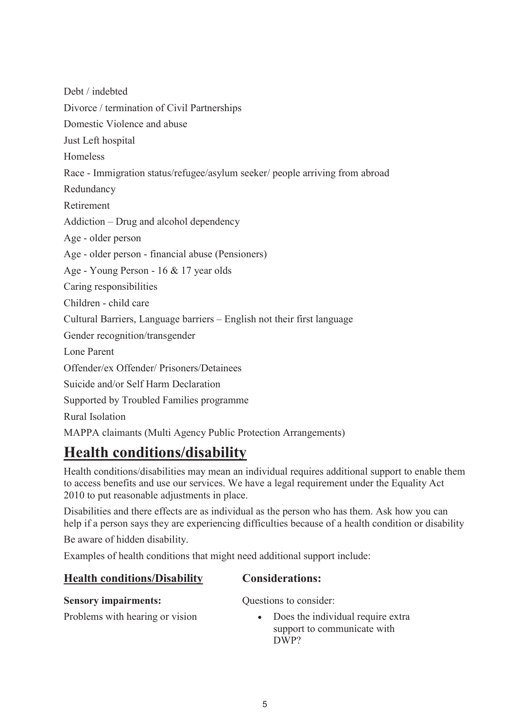Debt / indebted

Divorce / termination of Civil Partnerships

Domestic Violence and abuse

Just Left hospital

Homeless

Race - Immigration status/refugee/asylum seeker/ people arriving from abroad

Redundancy

Retirement

Addiction – Drug and alcohol dependency

Age - older person

Age - older person - financial abuse (Pensioners)

Age - Young Person - 16 & 17 year olds

Caring responsibilities

Children - child care

Cultural Barriers, Language barriers – English not their first language

Gender recognition/transgender

Lone Parent

Offender/ex Offender/ Prisoners/Detainees

Suicide and/or Self Harm Declaration

Supported by Troubled Families programme

Rural Isolation

MAPPA claimants (Multi Agency Public Protection Arrangements)

# Health conditions/disability

Health conditions/disabilities may mean an individual requires additional support to enable them to access benefits and use our services. We have a legal requirement under the Equality Act 2010 to put reasonable adjustments in place.

Disabilities and there effects are as individual as the person who has them. Ask how you can help if a person says they are experiencing difficulties because of a health condition or disability

Be aware of hidden disability.

Examples of health conditions that might need additional support include:

| **Health conditions/Disability** | **Considerations:** |
| --- | --- |
| **Sensory impairments:** | Questions to consider: |
| Problems with hearing or vision | • Does the individual require extra support to communicate with DWP? |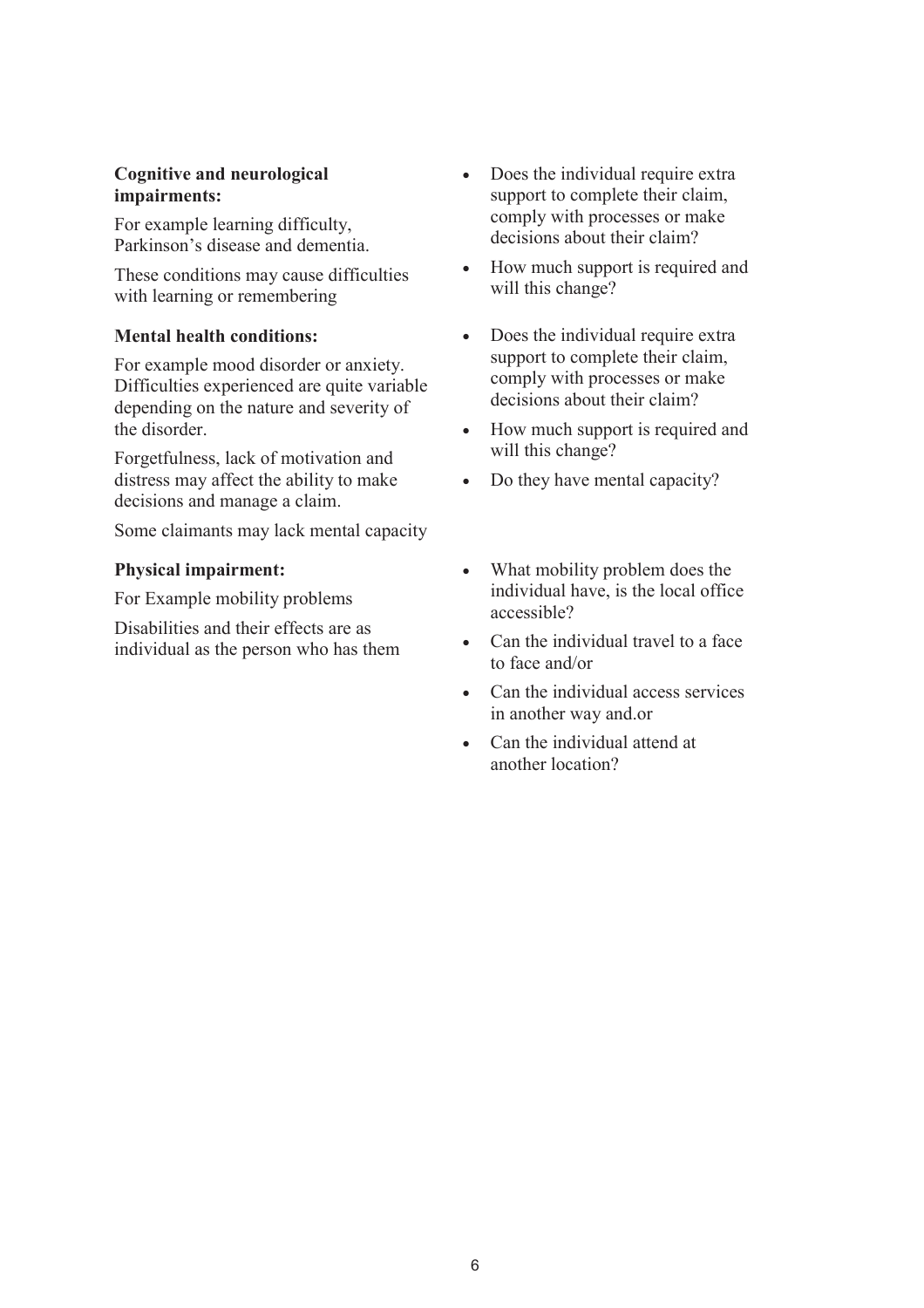| | |
|---|---|
| **Cognitive and neurological impairments:**<br>For example learning difficulty, Parkinson's disease and dementia.<br>These conditions may cause difficulties with learning or remembering | • Does the individual require extra support to complete their claim, comply with processes or make decisions about their claim?<br>• How much support is required and will this change? |
| **Mental health conditions:**<br>For example mood disorder or anxiety. Difficulties experienced are quite variable depending on the nature and severity of the disorder.<br>Forgetfulness, lack of motivation and distress may affect the ability to make decisions and manage a claim.<br>Some claimants may lack mental capacity | • Does the individual require extra support to complete their claim, comply with processes or make decisions about their claim?<br>• How much support is required and will this change?<br>• Do they have mental capacity? |
| **Physical impairment:**<br>For Example mobility problems<br>Disabilities and their effects are as individual as the person who has them | • What mobility problem does the individual have, is the local office accessible?<br>• Can the individual travel to a face to face and/or<br>• Can the individual access services in another way and.or<br>• Can the individual attend at another location? |